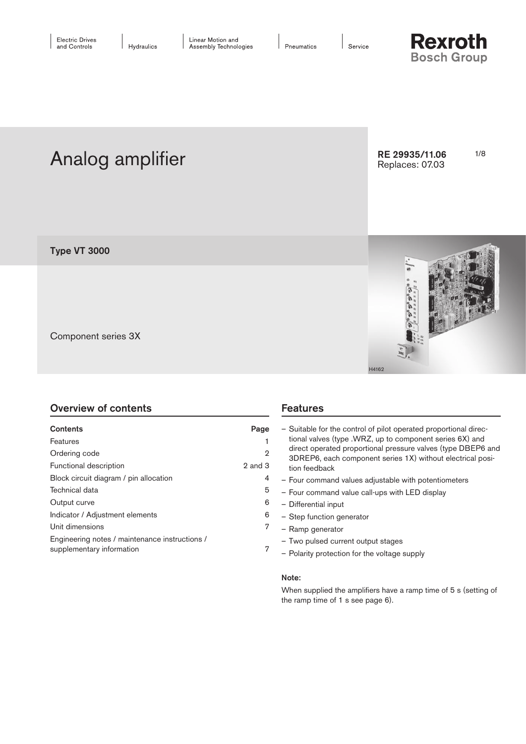Electric Drives and Controls | Hydraulics | Linear Motion and Assembly Technologies | Pneumatics | Service

**Rexroth**
**Bosch Group**

# Analog amplifier

**RE 29935/11.06**
Replaces: 07.03

## Type VT 3000

Component series 3X

H4162

## Overview of contents

| **Contents** | **Page** |
|---|---|
| Features | 1 |
| Ordering code | 2 |
| Functional description | 2 and 3 |
| Block circuit diagram / pin allocation | 4 |
| Technical data | 5 |
| Output curve | 6 |
| Indicator / Adjustment elements | 6 |
| Unit dimensions | 7 |
| Engineering notes / maintenance instructions / supplementary information | 7 |

## Features

- Suitable for the control of pilot operated proportional directional valves (type .WRZ, up to component series 6X) and direct operated proportional pressure valves (type DBEP6 and 3DREP6, each component series 1X) without electrical position feedback
- Four command values adjustable with potentiometers
- Four command value call-ups with LED display
- Differential input
- Step function generator
- Ramp generator
- Two pulsed current output stages
- Polarity protection for the voltage supply

**Note:**

When supplied the amplifiers have a ramp time of 5 s (setting of the ramp time of 1 s see page 6).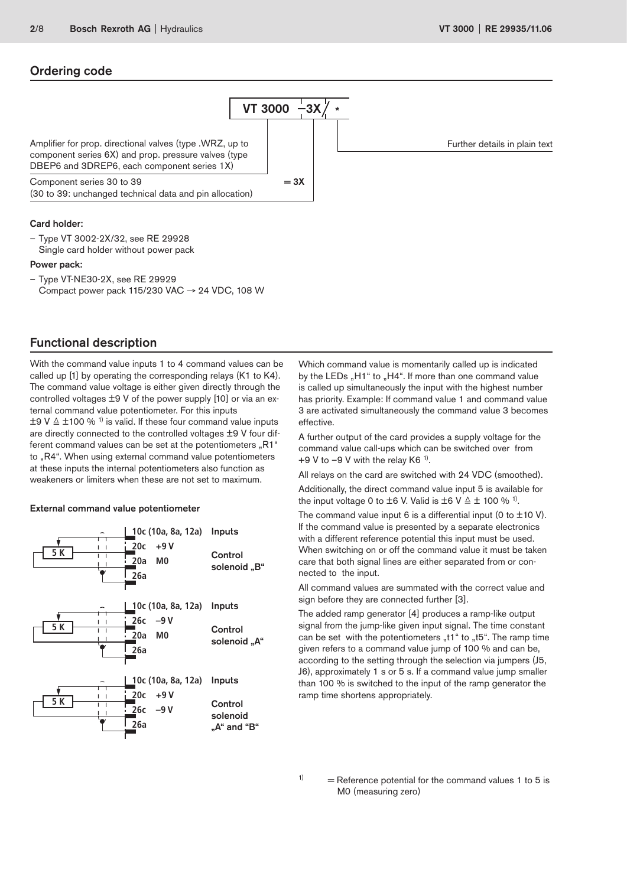## Ordering code

**VT 3000 –3X / ***

| | |
|---|---|
| Amplifier for prop. directional valves (type .WRZ, up to component series 6X) and prop. pressure valves (type DBEP6 and 3DREP6, each component series 1X) | VT 3000 |
| Component series 30 to 39 (30 to 39: unchanged technical data and pin allocation) | = 3X |
| Further details in plain text | * |

**Card holder:**

– Type VT 3002-2X/32, see RE 29928
  Single card holder without power pack

**Power pack:**

– Type VT-NE30-2X, see RE 29929
  Compact power pack 115/230 VAC → 24 VDC, 108 W

## Functional description

With the command value inputs 1 to 4 command values can be called up [1] by operating the corresponding relays (K1 to K4). The command value voltage is either given directly through the controlled voltages ±9 V of the power supply [10] or via an external command value potentiometer. For this inputs ±9 V ≙ ±100 % [1] is valid. If these four command value inputs are directly connected to the controlled voltages ±9 V four different command values can be set at the potentiometers „R1" to „R4". When using external command value potentiometers at these inputs the internal potentiometers also function as weakeners or limiters when these are not set to maximum.

**External command value potentiometer**

| Potentiometer | Pins | Function |
|---|---|---|
| 5 K | 10c (10a, 8a, 12a) | Inputs |
| | 20c +9 V, 20a M0, 26a | Control solenoid „B" |
| 5 K | 10c (10a, 8a, 12a) | Inputs |
| | 26c –9 V, 20a M0, 26a | Control solenoid „A" |
| 5 K | 10c (10a, 8a, 12a) | Inputs |
| | 20c +9 V, 26c –9 V, 26a | Control solenoid „A" and "B" |

Which command value is momentarily called up is indicated by the LEDs „H1" to „H4". If more than one command value is called up simultaneously the input with the highest number has priority. Example: If command value 1 and command value 3 are activated simultaneously the command value 3 becomes effective.

A further output of the card provides a supply voltage for the command value call-ups which can be switched over from +9 V to –9 V with the relay K6 [1].

All relays on the card are switched with 24 VDC (smoothed).

Additionally, the direct command value input 5 is available for the input voltage 0 to ±6 V. Valid is ±6 V ≙ ± 100 % [1].

The command value input 6 is a differential input (0 to ±10 V). If the command value is presented by a separate electronics with a different reference potential this input must be used. When switching on or off the command value it must be taken care that both signal lines are either separated from or connected to the input.

All command values are summated with the correct value and sign before they are connected further [3].

The added ramp generator [4] produces a ramp-like output signal from the jump-like given input signal. The time constant can be set with the potentiometers „t1" to „t5". The ramp time given refers to a command value jump of 100 % and can be, according to the setting through the selection via jumpers (J5, J6), approximately 1 s or 5 s. If a command value jump smaller than 100 % is switched to the input of the ramp generator the ramp time shortens appropriately.

[1] = Reference potential for the command values 1 to 5 is M0 (measuring zero)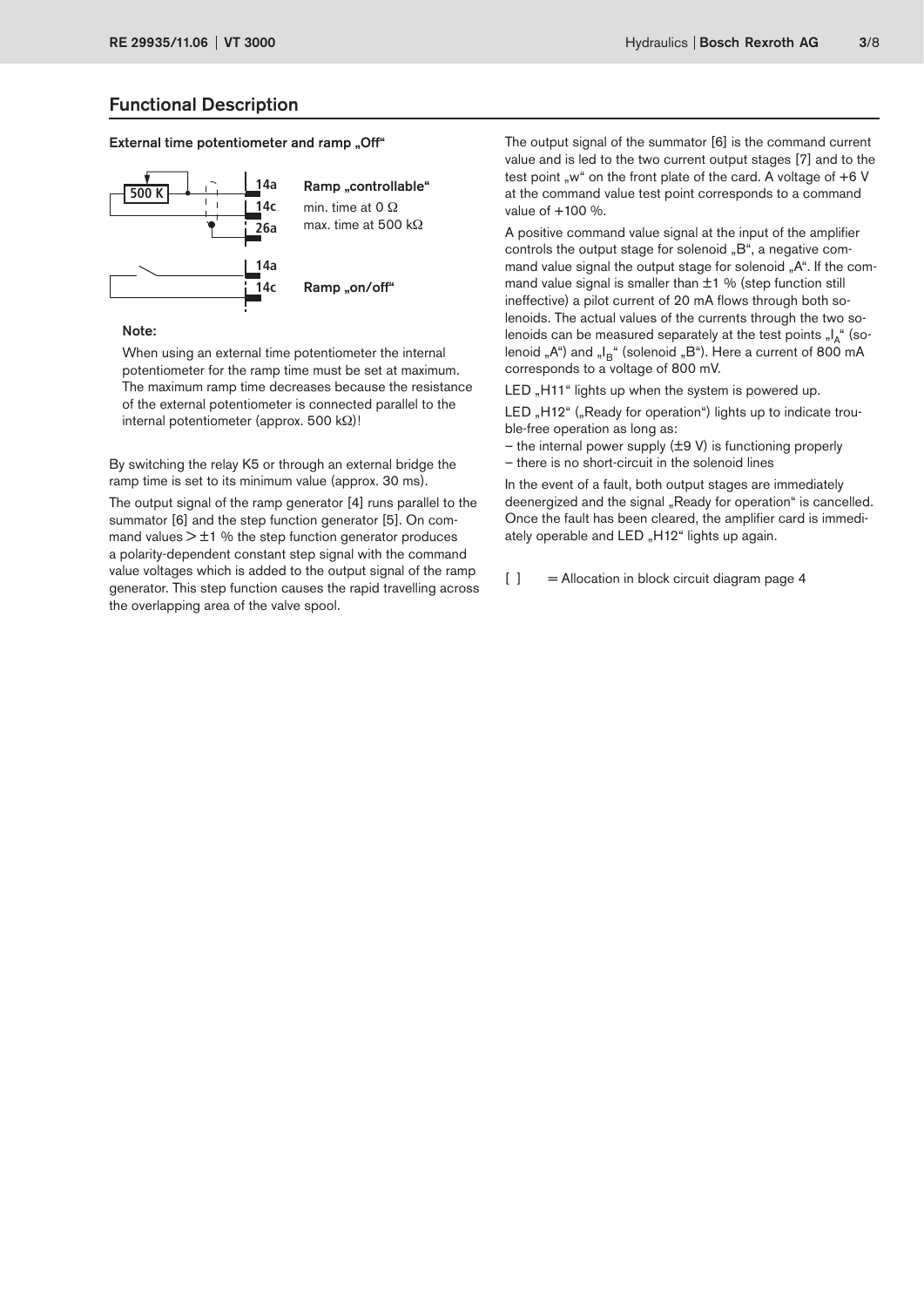## Functional Description

**External time potentiometer and ramp „Off"**

500 K

14a
14c
26a

**Ramp „controllable"**
min. time at 0 Ω
max. time at 500 kΩ

14a
14c

**Ramp „on/off"**

**Note:**

When using an external time potentiometer the internal potentiometer for the ramp time must be set at maximum. The maximum ramp time decreases because the resistance of the external potentiometer is connected parallel to the internal potentiometer (approx. 500 kΩ)!

By switching the relay K5 or through an external bridge the ramp time is set to its minimum value (approx. 30 ms).

The output signal of the ramp generator [4] runs parallel to the summator [6] and the step function generator [5]. On command values > ±1 % the step function generator produces a polarity-dependent constant step signal with the command value voltages which is added to the output signal of the ramp generator. This step function causes the rapid travelling across the overlapping area of the valve spool.

The output signal of the summator [6] is the command current value and is led to the two current output stages [7] and to the test point „w" on the front plate of the card. A voltage of +6 V at the command value test point corresponds to a command value of +100 %.

A positive command value signal at the input of the amplifier controls the output stage for solenoid „B", a negative command value signal the output stage for solenoid „A". If the command value signal is smaller than ±1 % (step function still ineffective) a pilot current of 20 mA flows through both solenoids. The actual values of the currents through the two solenoids can be measured separately at the test points „$I_A$" (solenoid „A") and „$I_B$" (solenoid „B"). Here a current of 800 mA corresponds to a voltage of 800 mV.

LED „H11" lights up when the system is powered up.

LED „H12" („Ready for operation") lights up to indicate trouble-free operation as long as:
- the internal power supply (±9 V) is functioning properly
- there is no short-circuit in the solenoid lines

In the event of a fault, both output stages are immediately deenergized and the signal „Ready for operation" is cancelled. Once the fault has been cleared, the amplifier card is immediately operable and LED „H12" lights up again.

[ ] = Allocation in block circuit diagram page 4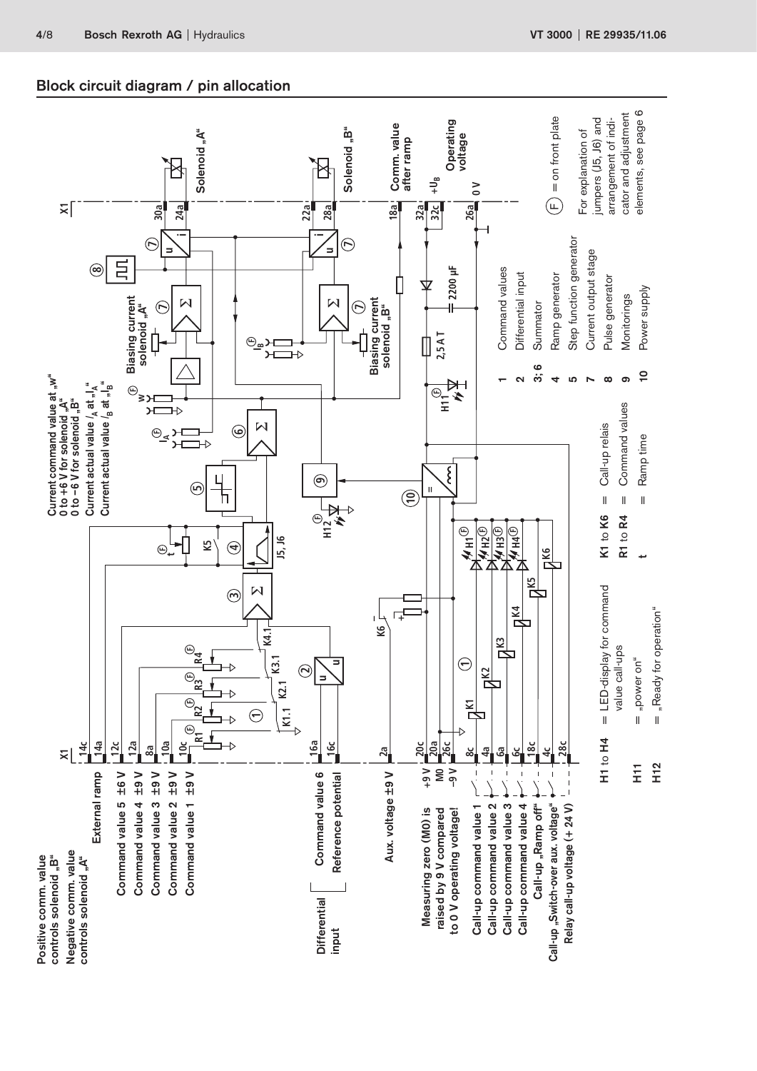## Block circuit diagram / pin allocation

Positive comm. value controls solenoid „B"
Negative comm. value controls solenoid „A"

| Signal | X1 pin |
|---|---|
| External ramp | 14c, 14a |
| Command value 5 ±6 V | 12c |
| Command value 4 ±9 V | 12a |
| Command value 3 ±9 V | 8a |
| Command value 2 ±9 V | 10a |
| Command value 1 ±9 V | 10c |
| Differential input: Command value 6 | 16a |
| Differential input: Reference potential | 16c |
| Aux. voltage ±9 V | 2a |
| +9 V | 20c |
| M0 | 20a |
| –9 V | 26c |
| Call-up command value 1 | 8c |
| Call-up command value 2 | 4a |
| Call-up command value 3 | 6a |
| Call-up command value 4 | 6c |
| Call-up „Ramp off" | 18c |
| Call-up „Switch-over aux. voltage" | 4c |
| Relay call-up voltage (+ 24 V) | 28c |
| Solenoid „A" | 30a, 24a |
| Solenoid „B" | 22a, 28a |
| Comm. value after ramp | 18a |
| Operating voltage $+U_B$ | 32a, 32c |
| Operating voltage 0 V | 26a |

Measuring zero (M0) is raised by 9 V compared to 0 V operating voltage!

Current command value at „w"
0 to +6 V for solenoid „A"
0 to –6 V for solenoid „B"
Current actual value $I_A$ at „$I_A$"
Current actual value $I_B$ at „$I_B$"

Biasing current solenoid „A"
Biasing current solenoid „B"

2,5 A T; 2200 µF

J5, J6

| No. | Function |
|---|---|
| 1 | Command values |
| 2 | Differential input |
| 3; 6 | Summator |
| 4 | Ramp generator |
| 5 | Step function generator |
| 7 | Current output stage |
| 8 | Pulse generator |
| 9 | Monitorings |
| 10 | Power supply |

(F) = on front plate

For explanation of jumpers (J5, J6) and arrangement of indicator and adjustment elements, see page 6

H1 to H4 = LED-display for command value call-ups
H11 = „power on"
H12 = „Ready for operation"
K1 to K6 = Call-up relais
R1 to R4 = Command values
t = Ramp time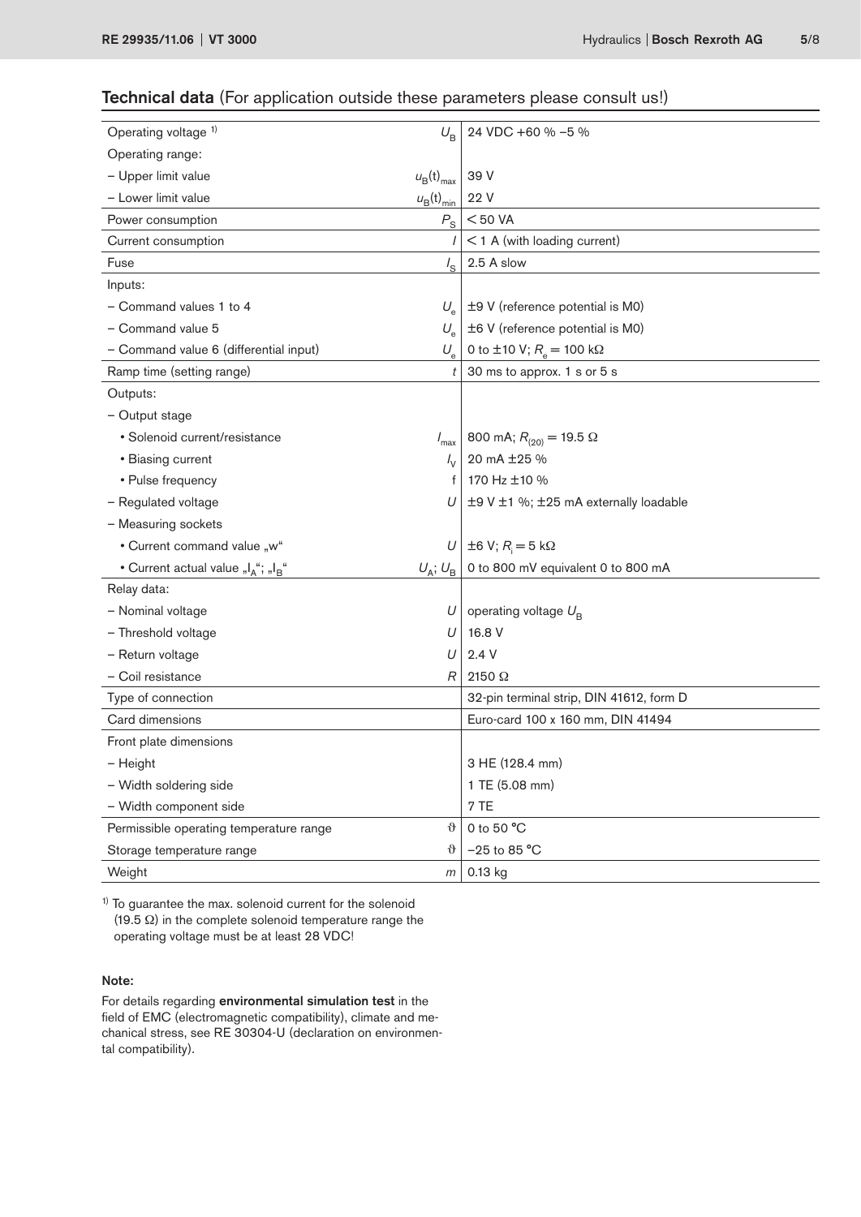## Technical data (For application outside these parameters please consult us!)

| | | |
|---|---|---|
| Operating voltage [1] | $U_B$ | 24 VDC +60 % –5 % |
| Operating range: | | |
| – Upper limit value | $u_B(t)_{max}$ | 39 V |
| – Lower limit value | $u_B(t)_{min}$ | 22 V |
| Power consumption | $P_S$ | < 50 VA |
| Current consumption | $I$ | < 1 A (with loading current) |
| Fuse | $I_S$ | 2.5 A slow |
| Inputs: | | |
| – Command values 1 to 4 | $U_e$ | ±9 V (reference potential is M0) |
| – Command value 5 | $U_e$ | ±6 V (reference potential is M0) |
| – Command value 6 (differential input) | $U_e$ | 0 to ±10 V; $R_e$ = 100 kΩ |
| Ramp time (setting range) | $t$ | 30 ms to approx. 1 s or 5 s |
| Outputs: | | |
| – Output stage | | |
| • Solenoid current/resistance | $I_{max}$ | 800 mA; $R_{(20)}$ = 19.5 Ω |
| • Biasing current | $I_V$ | 20 mA ±25 % |
| • Pulse frequency | f | 170 Hz ±10 % |
| – Regulated voltage | $U$ | ±9 V ±1 %; ±25 mA externally loadable |
| – Measuring sockets | | |
| • Current command value „w" | $U$ | ±6 V; $R_i$ = 5 kΩ |
| • Current actual value „$I_A$"; „$I_B$" | $U_A$; $U_B$ | 0 to 800 mV equivalent 0 to 800 mA |
| Relay data: | | |
| – Nominal voltage | $U$ | operating voltage $U_B$ |
| – Threshold voltage | $U$ | 16.8 V |
| – Return voltage | $U$ | 2.4 V |
| – Coil resistance | $R$ | 2150 Ω |
| Type of connection | | 32-pin terminal strip, DIN 41612, form D |
| Card dimensions | | Euro-card 100 x 160 mm, DIN 41494 |
| Front plate dimensions | | |
| – Height | | 3 HE (128.4 mm) |
| – Width soldering side | | 1 TE (5.08 mm) |
| – Width component side | | 7 TE |
| Permissible operating temperature range | $\vartheta$ | 0 to 50 °C |
| Storage temperature range | $\vartheta$ | –25 to 85 °C |
| Weight | $m$ | 0.13 kg |

[1] To guarantee the max. solenoid current for the solenoid (19.5 Ω) in the complete solenoid temperature range the operating voltage must be at least 28 VDC!

**Note:**

For details regarding **environmental simulation test** in the field of EMC (electromagnetic compatibility), climate and mechanical stress, see RE 30304-U (declaration on environmental compatibility).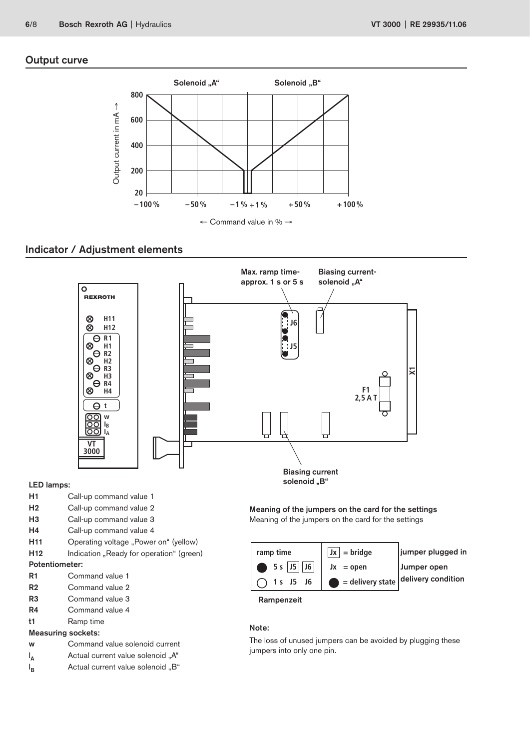## Output curve

## Indicator / Adjustment elements

**LED lamps:**

| | |
|---|---|
| **H1** | Call-up command value 1 |
| **H2** | Call-up command value 2 |
| **H3** | Call-up command value 3 |
| **H4** | Call-up command value 4 |
| **H11** | Operating voltage „Power on“ (yellow) |
| **H12** | Indication „Ready for operation“ (green) |

**Potentiometer:**

| | |
|---|---|
| **R1** | Command value 1 |
| **R2** | Command value 2 |
| **R3** | Command value 3 |
| **R4** | Command value 4 |
| **t1** | Ramp time |

**Measuring sockets:**

| | |
|---|---|
| **w** | Command value solenoid current |
| $I_A$ | Actual current value solenoid „A“ |
| $I_B$ | Actual current value solenoid „B“ |

**Meaning of the jumpers on the card for the settings**

Meaning of the jumpers on the card for the settings

| ramp time | | |
|---|---|---|
| ● 5 s [J5] [J6] | [Jx] = bridge | jumper plugged in |
| ○ 1 s J5 J6 | Jx = open | Jumper open |
| | ● = delivery state | delivery condition |

Rampenzeit

**Note:**

The loss of unused jumpers can be avoided by plugging these jumpers into only one pin.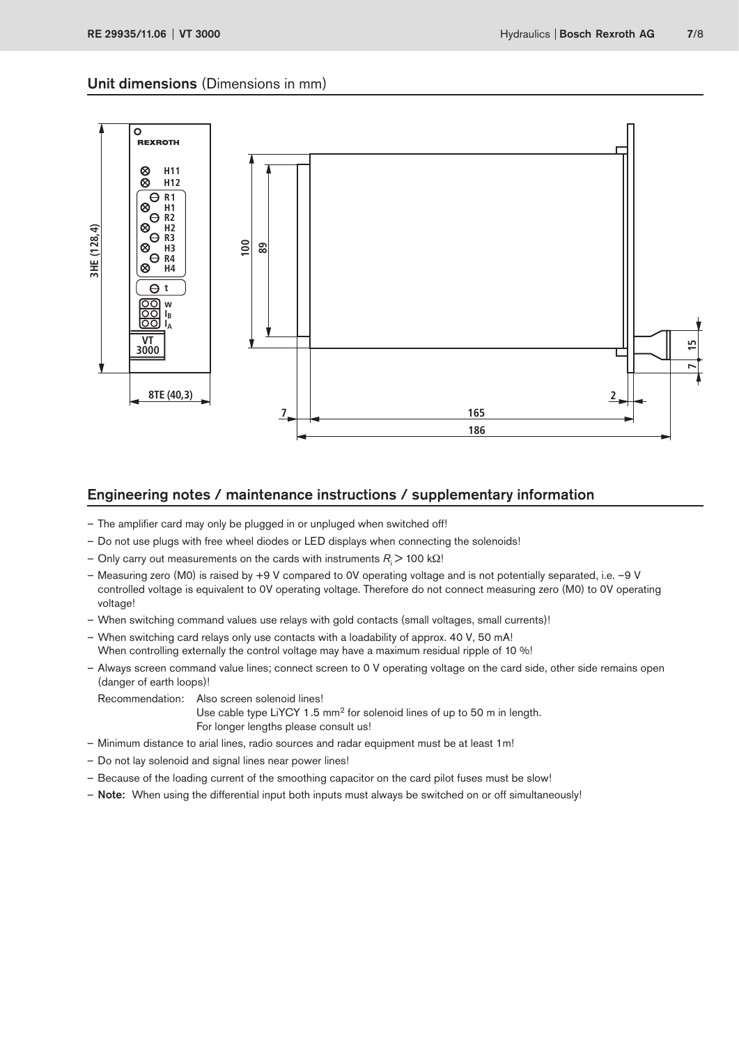## Unit dimensions (Dimensions in mm)

## Engineering notes / maintenance instructions / supplementary information

- The amplifier card may only be plugged in or unpluged when switched off!
- Do not use plugs with free wheel diodes or LED displays when connecting the solenoids!
- Only carry out measurements on the cards with instruments $R_i > 100$ kΩ!
- Measuring zero (M0) is raised by +9 V compared to 0V operating voltage and is not potentially separated, i.e. –9 V controlled voltage is equivalent to 0V operating voltage. Therefore do not connect measuring zero (M0) to 0V operating voltage!
- When switching command values use relays with gold contacts (small voltages, small currents)!
- When switching card relays only use contacts with a loadability of approx. 40 V, 50 mA!
  When controlling externally the control voltage may have a maximum residual ripple of 10 %!
- Always screen command value lines; connect screen to 0 V operating voltage on the card side, other side remains open (danger of earth loops)!

  Recommendation: Also screen solenoid lines!
  Use cable type LiYCY 1.5 mm² for solenoid lines of up to 50 m in length.
  For longer lengths please consult us!
- Minimum distance to arial lines, radio sources and radar equipment must be at least 1m!
- Do not lay solenoid and signal lines near power lines!
- Because of the loading current of the smoothing capacitor on the card pilot fuses must be slow!
- **Note:** When using the differential input both inputs must always be switched on or off simultaneously!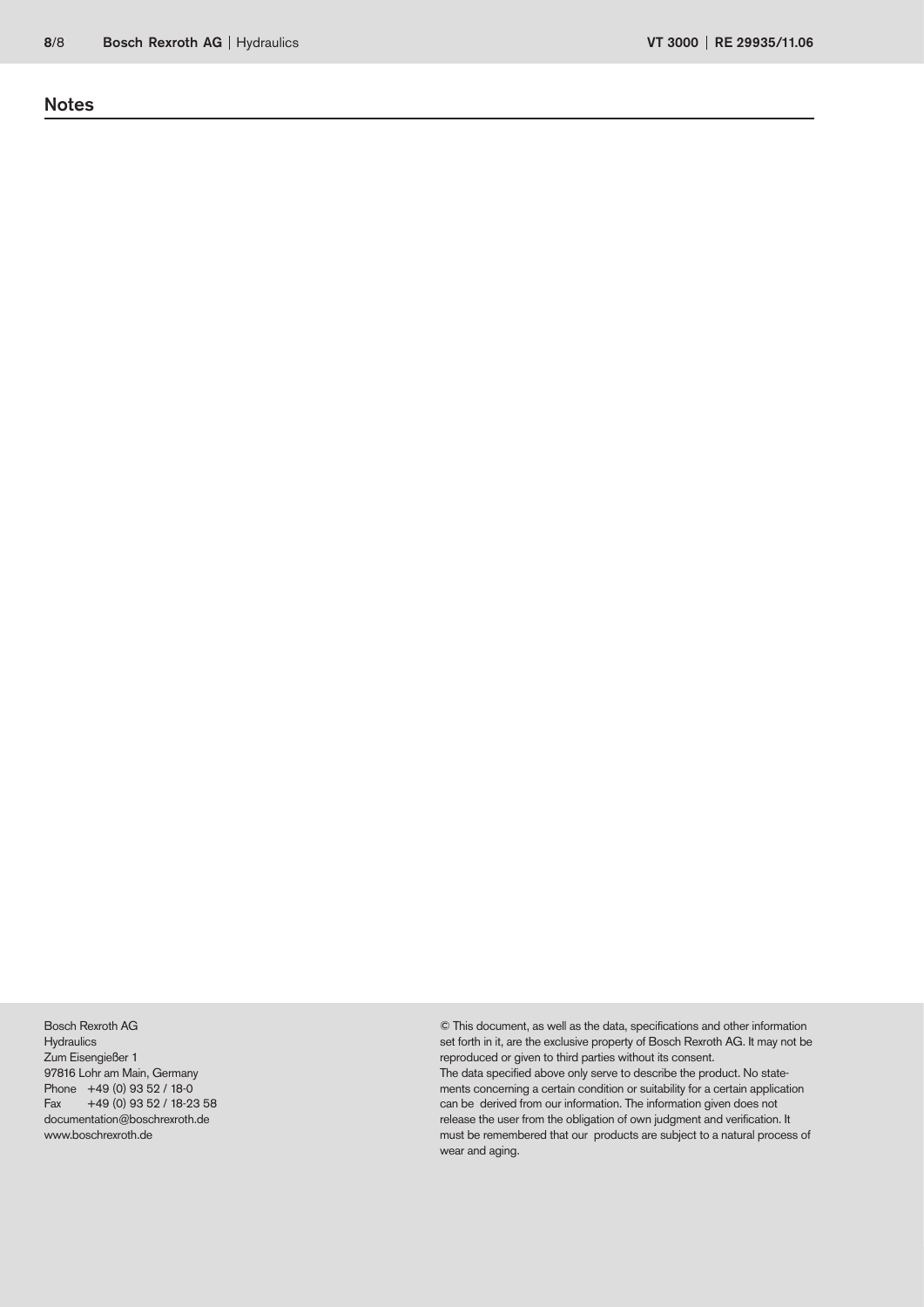## Notes

Bosch Rexroth AG
Hydraulics
Zum Eisengießer 1
97816 Lohr am Main, Germany
Phone +49 (0) 93 52 / 18-0
Fax +49 (0) 93 52 / 18-23 58
documentation@boschrexroth.de
www.boschrexroth.de

© This document, as well as the data, specifications and other information set forth in it, are the exclusive property of Bosch Rexroth AG. It may not be reproduced or given to third parties without its consent.
The data specified above only serve to describe the product. No statements concerning a certain condition or suitability for a certain application can be derived from our information. The information given does not release the user from the obligation of own judgment and verification. It must be remembered that our products are subject to a natural process of wear and aging.